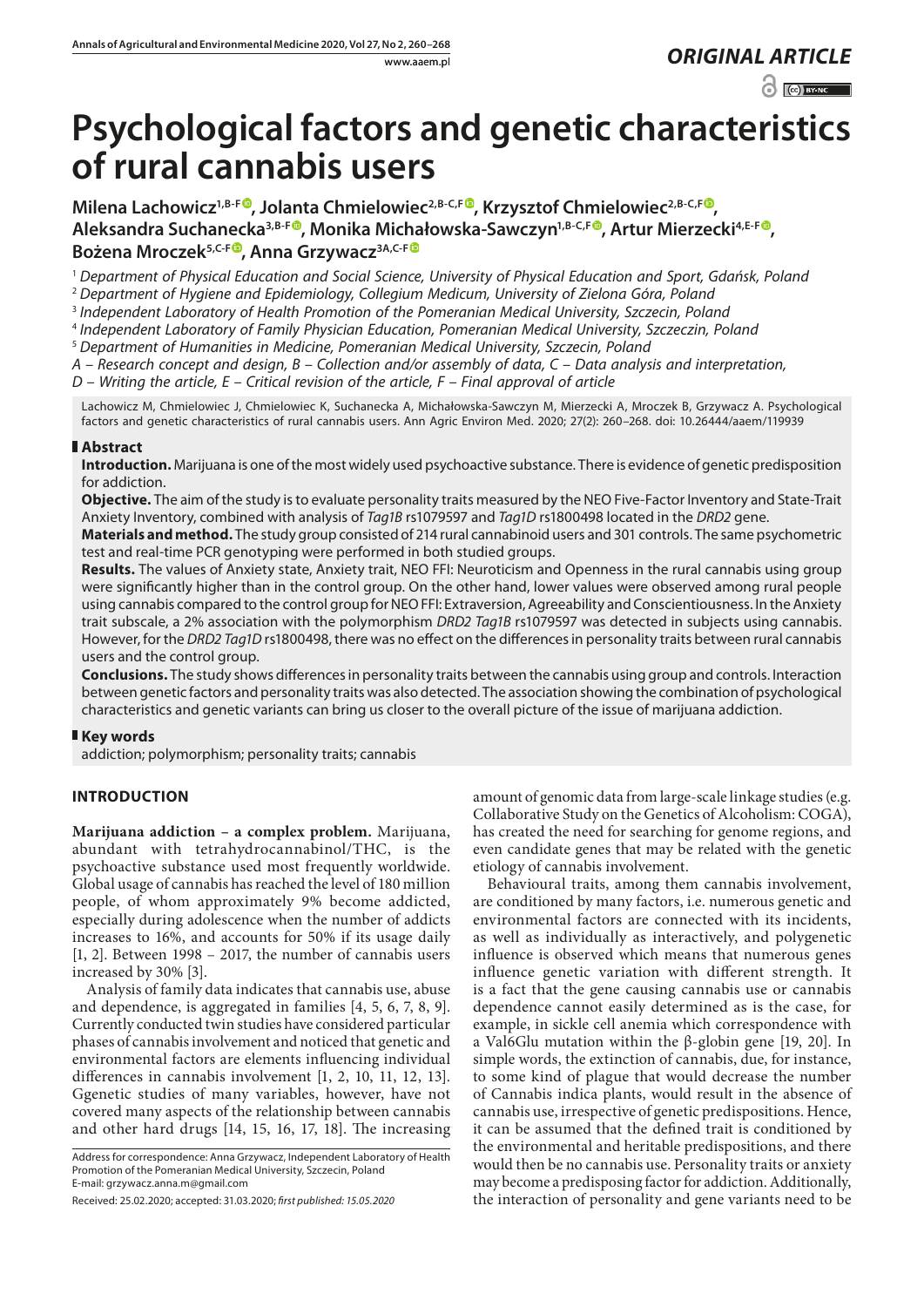*ORIGINAL ARTICLE*

# Psychological factors and genetic characteristics of rural cannabis users

**Milena Lachowicz[1,B-F], Jolanta Chmielowiec[2,B-C,F], Krzysztof Chmielowiec[2,B-C,F], Aleksandra Suchanecka[3,B-F], Monika Michałowska-Sawczyn[1,B-C,F], Artur Mierzecki[4,E-F], Bożena Mroczek[5,C-F], Anna Grzywacz[3A,C-F]**

[1] *Department of Physical Education and Social Science, University of Physical Education and Sport, Gdańsk, Poland*

[2] *Department of Hygiene and Epidemiology, Collegium Medicum, University of Zielona Góra, Poland*

[3] *Independent Laboratory of Health Promotion of the Pomeranian Medical University, Szczecin, Poland*

[4] *Independent Laboratory of Family Physician Education, Pomeranian Medical University, Szczeczin, Poland*

[5] *Department of Humanities in Medicine, Pomeranian Medical University, Szczecin, Poland*

*A – Research concept and design, B – Collection and/or assembly of data, C – Data analysis and interpretation, D – Writing the article, E – Critical revision of the article, F – Final approval of article*

Lachowicz M, Chmielowiec J, Chmielowiec K, Suchanecka A, Michałowska-Sawczyn M, Mierzecki A, Mroczek B, Grzywacz A. Psychological factors and genetic characteristics of rural cannabis users. Ann Agric Environ Med. 2020; 27(2): 260–268. doi: 10.26444/aaem/119939

## Abstract

**Introduction.** Marijuana is one of the most widely used psychoactive substance. There is evidence of genetic predisposition for addiction.

**Objective.** The aim of the study is to evaluate personality traits measured by the NEO Five-Factor Inventory and State-Trait Anxiety Inventory, combined with analysis of *Tag1B* rs1079597 and *Tag1D* rs1800498 located in the *DRD2* gene.

**Materials and method.** The study group consisted of 214 rural cannabinoid users and 301 controls. The same psychometric test and real-time PCR genotyping were performed in both studied groups.

**Results.** The values of Anxiety state, Anxiety trait, NEO FFI: Neuroticism and Openness in the rural cannabis using group were significantly higher than in the control group. On the other hand, lower values were observed among rural people using cannabis compared to the control group for NEO FFI: Extraversion, Agreeability and Conscientiousness. In the Anxiety trait subscale, a 2% association with the polymorphism *DRD2 Tag1B* rs1079597 was detected in subjects using cannabis. However, for the *DRD2 Tag1D* rs1800498, there was no effect on the differences in personality traits between rural cannabis users and the control group.

**Conclusions.** The study shows differences in personality traits between the cannabis using group and controls. Interaction between genetic factors and personality traits was also detected. The association showing the combination of psychological characteristics and genetic variants can bring us closer to the overall picture of the issue of marijuana addiction.

## Key words

addiction; polymorphism; personality traits; cannabis

## INTRODUCTION

**Marijuana addiction – a complex problem.** Marijuana, abundant with tetrahydrocannabinol/THC, is the psychoactive substance used most frequently worldwide. Global usage of cannabis has reached the level of 180 million people, of whom approximately 9% become addicted, especially during adolescence when the number of addicts increases to 16%, and accounts for 50% if its usage daily [1, 2]. Between 1998 – 2017, the number of cannabis users increased by 30% [3].

Analysis of family data indicates that cannabis use, abuse and dependence, is aggregated in families [4, 5, 6, 7, 8, 9]. Currently conducted twin studies have considered particular phases of cannabis involvement and noticed that genetic and environmental factors are elements influencing individual differences in cannabis involvement [1, 2, 10, 11, 12, 13]. Ggenetic studies of many variables, however, have not covered many aspects of the relationship between cannabis and other hard drugs [14, 15, 16, 17, 18]. The increasing amount of genomic data from large-scale linkage studies (e.g. Collaborative Study on the Genetics of Alcoholism: COGA), has created the need for searching for genome regions, and even candidate genes that may be related with the genetic etiology of cannabis involvement.

Behavioural traits, among them cannabis involvement, are conditioned by many factors, i.e. numerous genetic and environmental factors are connected with its incidents, as well as individually as interactively, and polygenetic influence is observed which means that numerous genes influence genetic variation with different strength. It is a fact that the gene causing cannabis use or cannabis dependence cannot easily determined as is the case, for example, in sickle cell anemia which correspondence with a Val6Glu mutation within the β-globin gene [19, 20]. In simple words, the extinction of cannabis, due, for instance, to some kind of plague that would decrease the number of Cannabis indica plants, would result in the absence of cannabis use, irrespective of genetic predispositions. Hence, it can be assumed that the defined trait is conditioned by the environmental and heritable predispositions, and there would then be no cannabis use. Personality traits or anxiety may become a predisposing factor for addiction. Additionally, the interaction of personality and gene variants need to be

Address for correspondence: Anna Grzywacz, Independent Laboratory of Health Promotion of the Pomeranian Medical University, Szczecin, Poland
E-mail: grzywacz.anna.m@gmail.com

Received: 25.02.2020; accepted: 31.03.2020; *first published: 15.05.2020*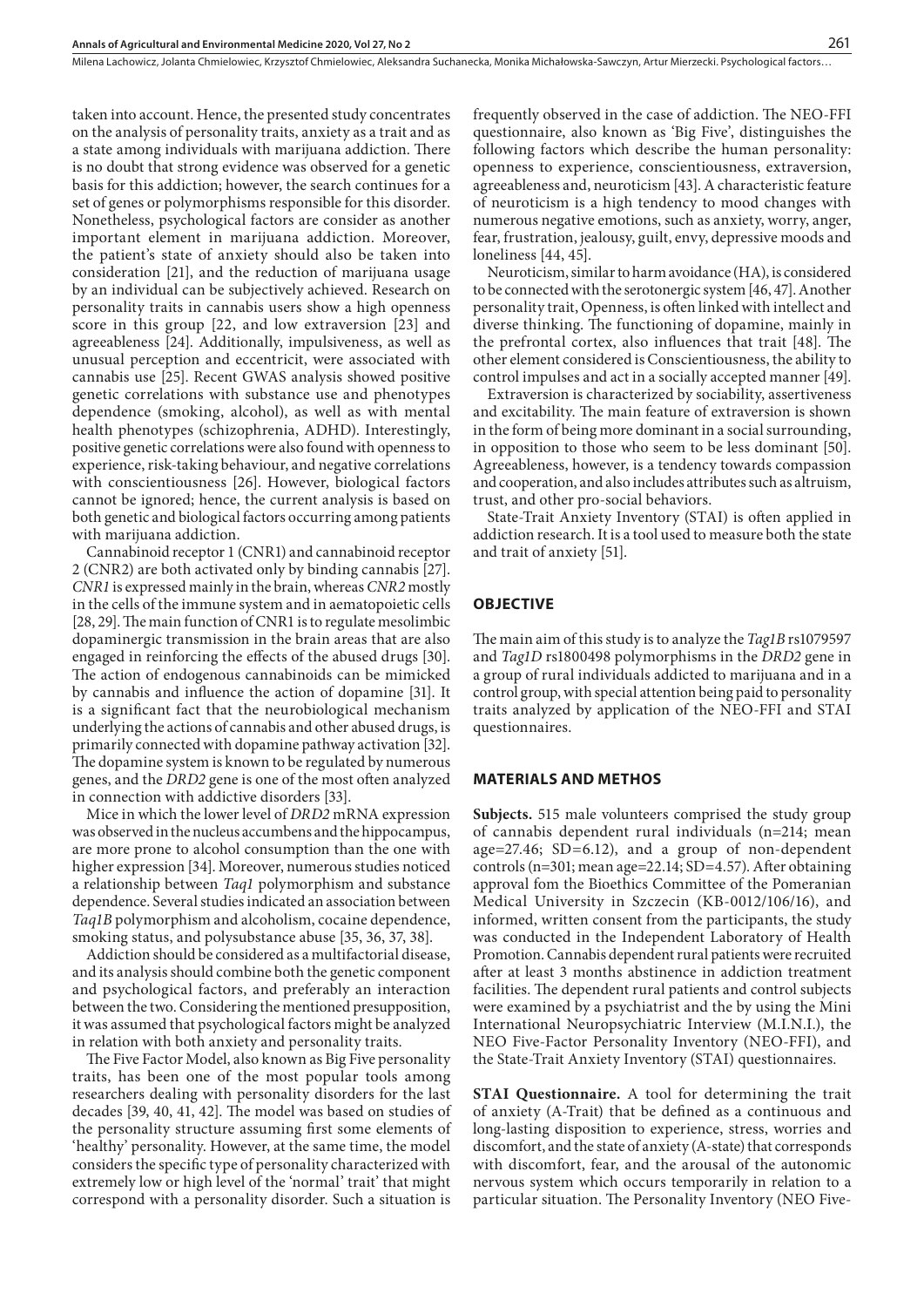taken into account. Hence, the presented study concentrates on the analysis of personality traits, anxiety as a trait and as a state among individuals with marijuana addiction. There is no doubt that strong evidence was observed for a genetic basis for this addiction; however, the search continues for a set of genes or polymorphisms responsible for this disorder. Nonetheless, psychological factors are consider as another important element in marijuana addiction. Moreover, the patient's state of anxiety should also be taken into consideration [21], and the reduction of marijuana usage by an individual can be subjectively achieved. Research on personality traits in cannabis users show a high openness score in this group [22, and low extraversion [23] and agreeableness [24]. Additionally, impulsiveness, as well as unusual perception and eccentricit, were associated with cannabis use [25]. Recent GWAS analysis showed positive genetic correlations with substance use and phenotypes dependence (smoking, alcohol), as well as with mental health phenotypes (schizophrenia, ADHD). Interestingly, positive genetic correlations were also found with openness to experience, risk-taking behaviour, and negative correlations with conscientiousness [26]. However, biological factors cannot be ignored; hence, the current analysis is based on both genetic and biological factors occurring among patients with marijuana addiction.

Cannabinoid receptor 1 (CNR1) and cannabinoid receptor 2 (CNR2) are both activated only by binding cannabis [27]. *CNR1* is expressed mainly in the brain, whereas *CNR2* mostly in the cells of the immune system and in aematopoietic cells [28, 29]. The main function of CNR1 is to regulate mesolimbic dopaminergic transmission in the brain areas that are also engaged in reinforcing the effects of the abused drugs [30]. The action of endogenous cannabinoids can be mimicked by cannabis and influence the action of dopamine [31]. It is a significant fact that the neurobiological mechanism underlying the actions of cannabis and other abused drugs, is primarily connected with dopamine pathway activation [32]. The dopamine system is known to be regulated by numerous genes, and the *DRD2* gene is one of the most often analyzed in connection with addictive disorders [33].

Mice in which the lower level of *DRD2* mRNA expression was observed in the nucleus accumbens and the hippocampus, are more prone to alcohol consumption than the one with higher expression [34]. Moreover, numerous studies noticed a relationship between *Taq1* polymorphism and substance dependence. Several studies indicated an association between *Taq1B* polymorphism and alcoholism, cocaine dependence, smoking status, and polysubstance abuse [35, 36, 37, 38].

Addiction should be considered as a multifactorial disease, and its analysis should combine both the genetic component and psychological factors, and preferably an interaction between the two. Considering the mentioned presupposition, it was assumed that psychological factors might be analyzed in relation with both anxiety and personality traits.

The Five Factor Model, also known as Big Five personality traits, has been one of the most popular tools among researchers dealing with personality disorders for the last decades [39, 40, 41, 42]. The model was based on studies of the personality structure assuming first some elements of 'healthy' personality. However, at the same time, the model considers the specific type of personality characterized with extremely low or high level of the 'normal' trait' that might correspond with a personality disorder. Such a situation is frequently observed in the case of addiction. The NEO-FFI questionnaire, also known as 'Big Five', distinguishes the following factors which describe the human personality: openness to experience, conscientiousness, extraversion, agreeableness and, neuroticism [43]. A characteristic feature of neuroticism is a high tendency to mood changes with numerous negative emotions, such as anxiety, worry, anger, fear, frustration, jealousy, guilt, envy, depressive moods and loneliness [44, 45].

Neuroticism, similar to harm avoidance (HA), is considered to be connected with the serotonergic system [46, 47]. Another personality trait, Openness, is often linked with intellect and diverse thinking. The functioning of dopamine, mainly in the prefrontal cortex, also influences that trait [48]. The other element considered is Conscientiousness, the ability to control impulses and act in a socially accepted manner [49].

Extraversion is characterized by sociability, assertiveness and excitability. The main feature of extraversion is shown in the form of being more dominant in a social surrounding, in opposition to those who seem to be less dominant [50]. Agreeableness, however, is a tendency towards compassion and cooperation, and also includes attributes such as altruism, trust, and other pro-social behaviors.

State-Trait Anxiety Inventory (STAI) is often applied in addiction research. It is a tool used to measure both the state and trait of anxiety [51].

## OBJECTIVE

The main aim of this study is to analyze the *Tag1B* rs1079597 and *Tag1D* rs1800498 polymorphisms in the *DRD2* gene in a group of rural individuals addicted to marijuana and in a control group, with special attention being paid to personality traits analyzed by application of the NEO-FFI and STAI questionnaires.

## MATERIALS AND METHOS

**Subjects.** 515 male volunteers comprised the study group of cannabis dependent rural individuals (n=214; mean age=27.46; SD=6.12), and a group of non-dependent controls (n=301; mean age=22.14; SD=4.57). After obtaining approval fom the Bioethics Committee of the Pomeranian Medical University in Szczecin (KB-0012/106/16), and informed, written consent from the participants, the study was conducted in the Independent Laboratory of Health Promotion. Cannabis dependent rural patients were recruited after at least 3 months abstinence in addiction treatment facilities. The dependent rural patients and control subjects were examined by a psychiatrist and the by using the Mini International Neuropsychiatric Interview (M.I.N.I.), the NEO Five-Factor Personality Inventory (NEO-FFI), and the State-Trait Anxiety Inventory (STAI) questionnaires.

**STAI Questionnaire.** A tool for determining the trait of anxiety (A-Trait) that be defined as a continuous and long-lasting disposition to experience, stress, worries and discomfort, and the state of anxiety (A-state) that corresponds with discomfort, fear, and the arousal of the autonomic nervous system which occurs temporarily in relation to a particular situation. The Personality Inventory (NEO Five-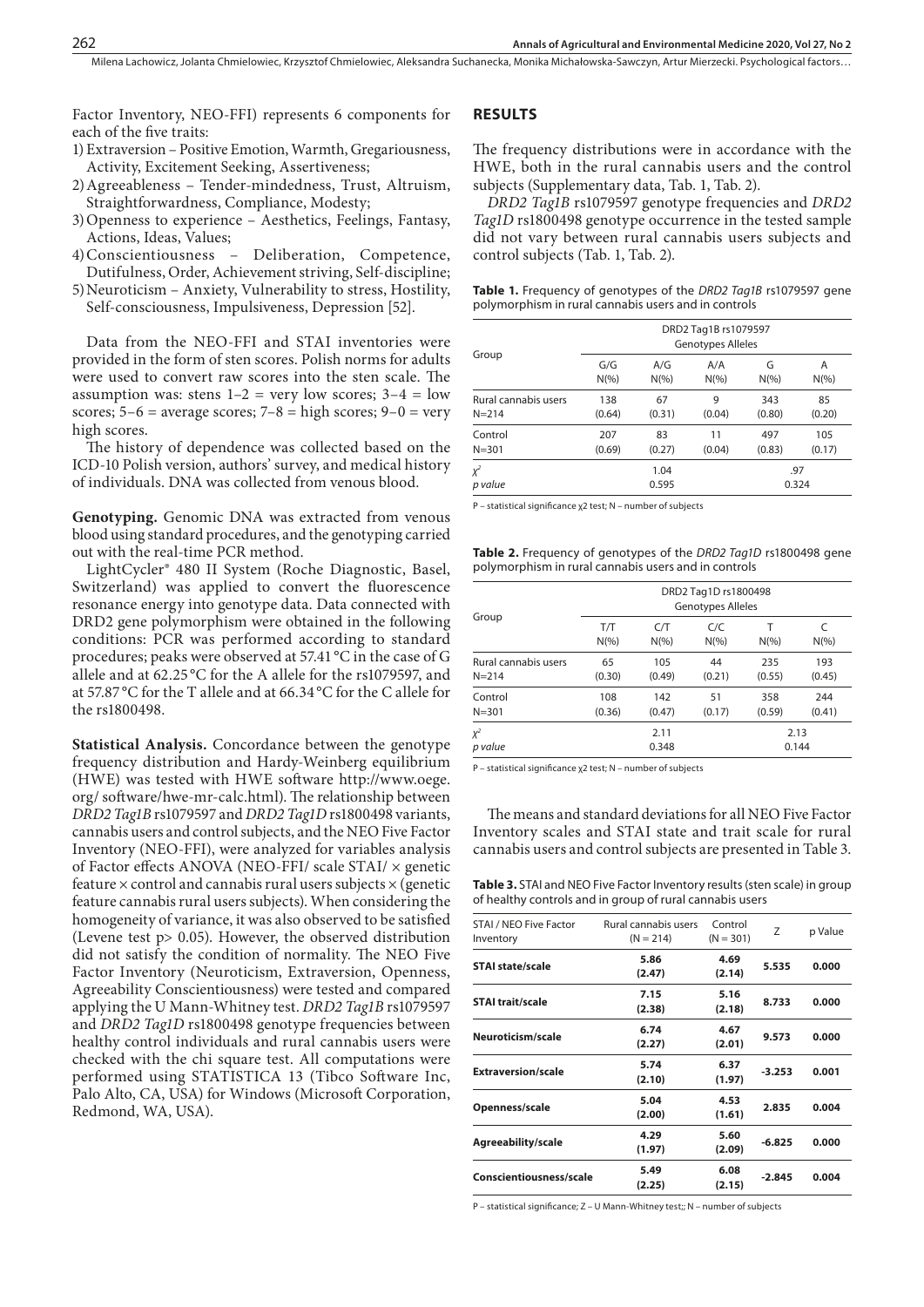Factor Inventory, NEO-FFI) represents 6 components for each of the five traits:

1) Extraversion – Positive Emotion, Warmth, Gregariousness, Activity, Excitement Seeking, Assertiveness;
2) Agreeableness – Tender-mindedness, Trust, Altruism, Straightforwardness, Compliance, Modesty;
3) Openness to experience – Aesthetics, Feelings, Fantasy, Actions, Ideas, Values;
4) Conscientiousness – Deliberation, Competence, Dutifulness, Order, Achievement striving, Self-discipline;
5) Neuroticism – Anxiety, Vulnerability to stress, Hostility, Self-consciousness, Impulsiveness, Depression [52].

Data from the NEO-FFI and STAI inventories were provided in the form of sten scores. Polish norms for adults were used to convert raw scores into the sten scale. The assumption was: stens 1–2 = very low scores; 3–4 = low scores; 5–6 = average scores; 7–8 = high scores; 9–0 = very high scores.

The history of dependence was collected based on the ICD-10 Polish version, authors' survey, and medical history of individuals. DNA was collected from venous blood.

**Genotyping.** Genomic DNA was extracted from venous blood using standard procedures, and the genotyping carried out with the real-time PCR method.

LightCycler® 480 II System (Roche Diagnostic, Basel, Switzerland) was applied to convert the fluorescence resonance energy into genotype data. Data connected with DRD2 gene polymorphism were obtained in the following conditions: PCR was performed according to standard procedures; peaks were observed at 57.41 °C in the case of G allele and at 62.25 °C for the A allele for the rs1079597, and at 57.87 °C for the T allele and at 66.34 °C for the C allele for the rs1800498.

**Statistical Analysis.** Concordance between the genotype frequency distribution and Hardy-Weinberg equilibrium (HWE) was tested with HWE software http://www.oege.org/software/hwe-mr-calc.html). The relationship between *DRD2 Tag1B* rs1079597 and *DRD2 Tag1D* rs1800498 variants, cannabis users and control subjects, and the NEO Five Factor Inventory (NEO-FFI), were analyzed for variables analysis of Factor effects ANOVA (NEO-FFI/ scale STAI/ × genetic feature × control and cannabis rural users subjects × (genetic feature cannabis rural users subjects). When considering the homogeneity of variance, it was also observed to be satisfied (Levene test p> 0.05). However, the observed distribution did not satisfy the condition of normality. The NEO Five Factor Inventory (Neuroticism, Extraversion, Openness, Agreeability Conscientiousness) were tested and compared applying the U Mann-Whitney test. *DRD2 Tag1B* rs1079597 and *DRD2 Tag1D* rs1800498 genotype frequencies between healthy control individuals and rural cannabis users were checked with the chi square test. All computations were performed using STATISTICA 13 (Tibco Software Inc, Palo Alto, CA, USA) for Windows (Microsoft Corporation, Redmond, WA, USA).

## RESULTS

The frequency distributions were in accordance with the HWE, both in the rural cannabis users and the control subjects (Supplementary data, Tab. 1, Tab. 2).

*DRD2 Tag1B* rs1079597 genotype frequencies and *DRD2 Tag1D* rs1800498 genotype occurrence in the tested sample did not vary between rural cannabis users subjects and control subjects (Tab. 1, Tab. 2).

**Table 1.** Frequency of genotypes of the *DRD2 Tag1B* rs1079597 gene polymorphism in rural cannabis users and in controls

| Group | DRD2 Tag1B rs1079597 Genotypes Alleles | | | | |
|---|---|---|---|---|---|
| | G/G N(%) | A/G N(%) | A/A N(%) | G N(%) | A N(%) |
| Rural cannabis users N=214 | 138 (0.64) | 67 (0.31) | 9 (0.04) | 343 (0.80) | 85 (0.20) |
| Control N=301 | 207 (0.69) | 83 (0.27) | 11 (0.04) | 497 (0.83) | 105 (0.17) |
| $\chi^2$ *p value* | | 1.04 0.595 | | .97 0.324 | |

P – statistical significance χ2 test; N – number of subjects

**Table 2.** Frequency of genotypes of the *DRD2 Tag1D* rs1800498 gene polymorphism in rural cannabis users and in controls

| Group | DRD2 Tag1D rs1800498 Genotypes Alleles | | | | |
|---|---|---|---|---|---|
| | T/T N(%) | C/T N(%) | C/C N(%) | T N(%) | C N(%) |
| Rural cannabis users N=214 | 65 (0.30) | 105 (0.49) | 44 (0.21) | 235 (0.55) | 193 (0.45) |
| Control N=301 | 108 (0.36) | 142 (0.47) | 51 (0.17) | 358 (0.59) | 244 (0.41) |
| $\chi^2$ *p value* | | 2.11 0.348 | | 2.13 0.144 | |

P – statistical significance χ2 test; N – number of subjects

The means and standard deviations for all NEO Five Factor Inventory scales and STAI state and trait scale for rural cannabis users and control subjects are presented in Table 3.

**Table 3.** STAI and NEO Five Factor Inventory results (sten scale) in group of healthy controls and in group of rural cannabis users

| STAI / NEO Five Factor Inventory | Rural cannabis users (N = 214) | Control (N = 301) | Z | p Value |
|---|---|---|---|---|
| **STAI state/scale** | **5.86 (2.47)** | **4.69 (2.14)** | **5.535** | **0.000** |
| **STAI trait/scale** | **7.15 (2.38)** | **5.16 (2.18)** | **8.733** | **0.000** |
| **Neuroticism/scale** | **6.74 (2.27)** | **4.67 (2.01)** | **9.573** | **0.000** |
| **Extraversion/scale** | **5.74 (2.10)** | **6.37 (1.97)** | **-3.253** | **0.001** |
| **Openness/scale** | **5.04 (2.00)** | **4.53 (1.61)** | **2.835** | **0.004** |
| **Agreeability/scale** | **4.29 (1.97)** | **5.60 (2.09)** | **-6.825** | **0.000** |
| **Conscientiousness/scale** | **5.49 (2.25)** | **6.08 (2.15)** | **-2.845** | **0.004** |

P – statistical significance; Z – U Mann-Whitney test;; N – number of subjects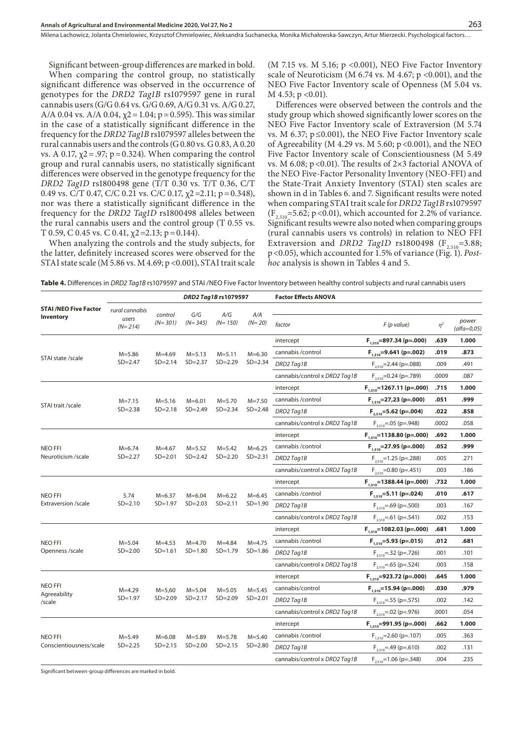Significant between-group differences are marked in bold.

When comparing the control group, no statistically significant difference was observed in the occurrence of genotypes for the *DRD2 Tag1B* rs1079597 gene in rural cannabis users (G/G 0.64 vs. G/G 0.69, A/G 0.31 vs. A/G 0.27, A/A 0.04 vs. A/A 0.04, $\chi2 = 1.04$; $p = 0.595$). This was similar in the case of a statistically significant difference in the frequency for the *DRD2 Tag1B* rs1079597 alleles between the rural cannabis users and the controls (G 0.80 vs. G 0.83, A 0.20 vs. A 0.17, $\chi2 = .97$; $p = 0.324$). When comparing the control group and rural cannabis users, no statistically significant differences were observed in the genotype frequency for the *DRD2 Tag1D* rs1800498 gene (T/T 0.30 vs. T/T 0.36, C/T 0.49 vs. C/T 0.47, C/C 0.21 vs. C/C 0.17, $\chi2 = 2.11$; $p = 0.348$), nor was there a statistically significant difference in the frequency for the *DRD2 Tag1D* rs1800498 alleles between the rural cannabis users and the control group (T 0.55 vs. T 0.59, C 0.45 vs. C 0.41, $\chi2 = 2.13$; $p = 0.144$).

When analyzing the controls and the study subjects, for the latter, definitely increased scores were observed for the STAI state scale (M 5.86 vs. M 4.69; $p < 0.001$), STAI trait scale (M 7.15 vs. M 5.16; $p < 0.001$), NEO Five Factor Inventory scale of Neuroticism (M 6.74 vs. M 4.67; $p < 0.001$), and the NEO Five Factor Inventory scale of Openness (M 5.04 vs. M 4.53; $p < 0.01$).

Differences were observed between the controls and the study group which showed significantly lower scores on the NEO Five Factor Inventory scale of Extraversion (M 5.74 vs. M 6.37; $p \leq 0.001$), the NEO Five Factor Inventory scale of Agreeability (M 4.29 vs. M 5.60; $p < 0.001$), and the NEO Five Factor Inventory scale of Conscientiousness (M 5.49 vs. M 6.08; $p < 0.01$). The results of 2×3 factorial ANOVA of the NEO Five-Factor Personality Inventory (NEO-FFI) and the State-Trait Anxiety Inventory (STAI) sten scales are shown in d in Tables 6. and 7. Significant results were noted when comparing STAI trait scale for *DRD2 Tag1B* rs1079597 ($F_{2,510} = 5.62$; $p < 0.01$), which accounted for 2.2% of variance. Significant results wewre also noted when comparing groups (rural cannabis users vs controls) in relation to NEO FFI Extraversion and *DRD2 Tag1D* rs1800498 ($F_{2,510} = 3.88$; $p < 0.05$), which accounted for 1.5% of variance (Fig. 1). *Post-hoc* analysis is shown in Tables 4 and 5.

**Table 4.** Differences in *DRD2 Tag1B* rs1079597 and STAI /NEO Five Factor Inventory between healthy control subjects and rural cannabis users

| STAI /NEO Five Factor Inventory | rural cannabis users (N= 214) | control (N= 301) | *DRD2 Tag1B* rs1079597 G/G (N= 345) | A/G (N= 150) | A/A (N= 20) | Factor Effects ANOVA: factor | F (p value) | $\eta^2$ | power (alfa=0,05) |
|---|---|---|---|---|---|---|---|---|---|
| STAI state /scale | M=5.86 SD=2.47 | M=4.69 SD=2.14 | M=5.13 SD=2.37 | M=5.11 SD=2.29 | M=6.30 SD=2.34 | intercept | **$F_{1,510}$=897.34 (p=.000)** | **.639** | **1.000** |
| | | | | | | cannabis /control | **$F_{1,510}$=9.641 (p=.002)** | **.019** | **.873** |
| | | | | | | *DRD2 Tag1B* | $F_{2,510}$=2.44 (p=.088) | .009 | .491 |
| | | | | | | cannabis/control x *DRD2 Tag1B* | $F_{2,510}$=0.24 (p=.789) | .0009 | .087 |
| STAI trait /scale | M=7.15 SD=2.38 | M=5.16 SD=2.18 | M=6.01 SD=2.49 | M=5.70 SD=2.34 | M=7.50 SD=2.48 | intercept | **$F_{1,510}$=1267.11 (p=.000)** | **.715** | **1.000** |
| | | | | | | cannabis /control | **$F_{1,510}$=27,23 (p=.000)** | **.051** | **.999** |
| | | | | | | *DRD2 Tag1B* | **$F_{2,510}$=5.62 (p=.004)** | **.022** | **.858** |
| | | | | | | cannabis/control x *DRD2 Tag1B* | $F_{2,510}$=.05 (p=.948) | .0002 | .058 |
| NEO FFI Neuroticism /scale | M=6.74 SD=2.27 | M=4.67 SD=2.01 | M=5.52 SD=2.42 | M=5.42 SD=2.20 | M=6.25 SD=2.31 | intercept | **$F_{1,510}$=1138.80 (p=.000)** | **.692** | **1.000** |
| | | | | | | cannabis /control | **$F_{1,510}$=27.95 (p=.000)** | **.052** | **.999** |
| | | | | | | *DRD2 Tag1B* | $F_{2,510}$=1.25 (p=.288) | .005 | .271 |
| | | | | | | cannabis/control x *DRD2 Tag1B* | $F_{2,510}$=0.80 (p=.451) | .003 | .186 |
| NEO FFI Extraversion /scale | 5.74 SD=2.10 | M=6.37 SD=1.97 | M=6.04 SD=2.03 | M=6.22 SD=2.11 | M=6.45 SD=1.90 | intercept | **$F_{1,510}$=1388.44 (p=.000)** | **.732** | **1.000** |
| | | | | | | cannabis /control | **$F_{1,510}$=5.11 (p=.024)** | **.010** | **.617** |
| | | | | | | *DRD2 Tag1B* | $F_{2,510}$=.69 (p=.500) | .003 | .167 |
| | | | | | | cannabis/control x *DRD2 Tag1B* | $F_{2,510}$=.61 (p=.541) | .002 | .153 |
| NEO FFI Openness /scale | M=5.04 SD=2.00 | M=4.53 SD=1.61 | M=4.70 SD=1.80 | M=4.84 SD=1.79 | M=4.75 SD=1.86 | intercept | **$F_{1,510}$=1082.03 (p=.000)** | **.681** | **1.000** |
| | | | | | | cannabis /control | **$F_{1,510}$=5.93 (p=.015)** | **.012** | **.681** |
| | | | | | | *DRD2 Tag1B* | $F_{2,510}$=.32 (p=.726) | .001 | .101 |
| | | | | | | cannabis/control x *DRD2 Tag1B* | $F_{2,510}$=.65 (p=.524) | .003 | .158 |
| NEO FFI Agreeability /scale | M=4.29 SD=1.97 | M=5,60 SD=2.09 | M=5.04 SD=2.17 | M=5.05 SD=2.09 | M=5.45 SD=2.01 | intercept | **$F_{1,510}$=923.72 (p=.000)** | **.645** | **1.000** |
| | | | | | | cannabis/control | **$F_{1,510}$=15.94 (p=.000)** | **.030** | **.979** |
| | | | | | | *DRD2 Tag1B* | $F_{2,510}$=.55 (p=.575) | .002 | .142 |
| | | | | | | cannabis/control x *DRD2 Tag1B* | $F_{2,510}$=.02 (p=.976) | .0001 | .054 |
| NEO FFI Conscientiousness/scale | M=5.49 SD=2.25 | M=6.08 SD=2.15 | M=5.89 SD=2.00 | M=5.78 SD=2.15 | M=5.40 SD=2.80 | intercept | **$F_{1,510}$=991.95 (p=.000)** | **.662** | **1.000** |
| | | | | | | cannabis /control | $F_{1,510}$=2.60 (p=.107) | .005 | .363 |
| | | | | | | *DRD2 Tag1B* | $F_{2,510}$=.49 (p=.610) | .002 | .131 |
| | | | | | | cannabis/control x *DRD2 Tag1B* | $F_{2,510}$=1.06 (p=.348) | .004 | .235 |

Significant between-group differences are marked in bold.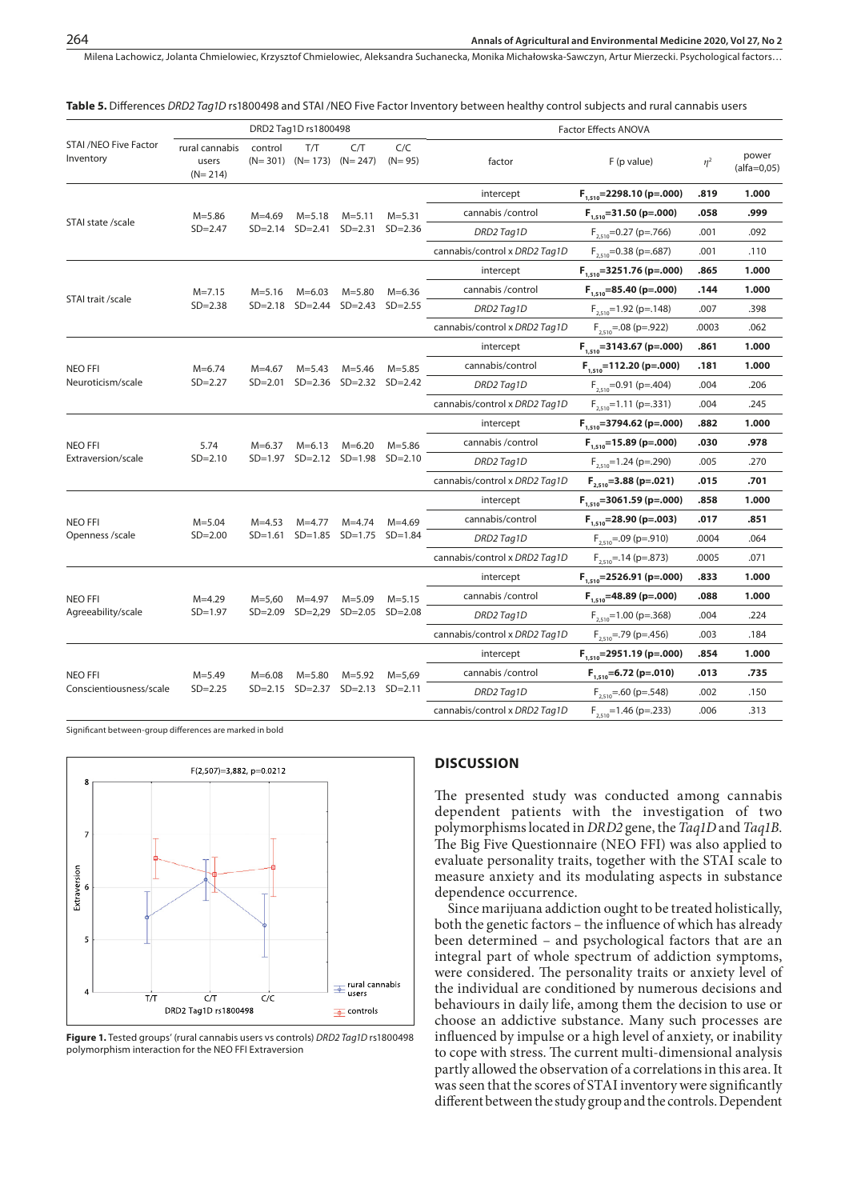**Table 5.** Differences *DRD2 Tag1D* rs1800498 and STAI /NEO Five Factor Inventory between healthy control subjects and rural cannabis users

| STAI /NEO Five Factor Inventory | DRD2 Tag1D rs1800498 | | | | | Factor Effects ANOVA | | | |
|---|---|---|---|---|---|---|---|---|---|
| | rural cannabis users (N= 214) | control (N= 301) | T/T (N= 173) | C/T (N= 247) | C/C (N= 95) | factor | F (p value) | $\eta^2$ | power (alfa=0,05) |
| STAI state /scale | M=5.86 SD=2.47 | M=4.69 SD=2.14 | M=5.18 SD=2.41 | M=5.11 SD=2.31 | M=5.31 SD=2.36 | intercept | **$F_{1,510}$=2298.10 (p=.000)** | **.819** | **1.000** |
| | | | | | | cannabis /control | **$F_{1,510}$=31.50 (p=.000)** | **.058** | **.999** |
| | | | | | | *DRD2 Tag1D* | $F_{2,510}$=0.27 (p=.766) | .001 | .092 |
| | | | | | | cannabis/control x *DRD2 Tag1D* | $F_{2,510}$=0.38 (p=.687) | .001 | .110 |
| STAI trait /scale | M=7.15 SD=2.38 | M=5.16 SD=2.18 | M=6.03 SD=2.44 | M=5.80 SD=2.43 | M=6.36 SD=2.55 | intercept | **$F_{1,510}$=3251.76 (p=.000)** | **.865** | **1.000** |
| | | | | | | cannabis /control | **$F_{1,510}$=85.40 (p=.000)** | **.144** | **1.000** |
| | | | | | | *DRD2 Tag1D* | $F_{2,510}$=1.92 (p=.148) | .007 | .398 |
| | | | | | | cannabis/control x *DRD2 Tag1D* | $F_{2,510}$=.08 (p=.922) | .0003 | .062 |
| NEO FFI Neuroticism/scale | M=6.74 SD=2.27 | M=4.67 SD=2.01 | M=5.43 SD=2.36 | M=5.46 SD=2.32 | M=5.85 SD=2.42 | intercept | **$F_{1,510}$=3143.67 (p=.000)** | **.861** | **1.000** |
| | | | | | | cannabis/control | **$F_{1,510}$=112.20 (p=.000)** | **.181** | **1.000** |
| | | | | | | *DRD2 Tag1D* | $F_{2,510}$=0.91 (p=.404) | .004 | .206 |
| | | | | | | cannabis/control x *DRD2 Tag1D* | $F_{2,510}$=1.11 (p=.331) | .004 | .245 |
| NEO FFI Extraversion/scale | 5.74 SD=2.10 | M=6.37 SD=1.97 | M=6.13 SD=2.12 | M=6.20 SD=1.98 | M=5.86 SD=2.10 | intercept | **$F_{1,510}$=3794.62 (p=.000)** | **.882** | **1.000** |
| | | | | | | cannabis /control | **$F_{1,510}$=15.89 (p=.000)** | **.030** | **.978** |
| | | | | | | *DRD2 Tag1D* | $F_{2,510}$=1.24 (p=.290) | .005 | .270 |
| | | | | | | cannabis/control x *DRD2 Tag1D* | **$F_{2,510}$=3.88 (p=.021)** | **.015** | **.701** |
| NEO FFI Openness /scale | M=5.04 SD=2.00 | M=4.53 SD=1.61 | M=4.77 SD=1.85 | M=4.74 SD=1.75 | M=4.69 SD=1.84 | intercept | **$F_{1,510}$=3061.59 (p=.000)** | **.858** | **1.000** |
| | | | | | | cannabis/control | **$F_{1,510}$=28.90 (p=.003)** | **.017** | **.851** |
| | | | | | | *DRD2 Tag1D* | $F_{2,510}$=.09 (p=.910) | .0004 | .064 |
| | | | | | | cannabis/control x *DRD2 Tag1D* | $F_{2,510}$=.14 (p=.873) | .0005 | .071 |
| NEO FFI Agreeability/scale | M=4.29 SD=1.97 | M=5,60 SD=2.09 | M=4.97 SD=2,29 | M=5.09 SD=2.05 | M=5.15 SD=2.08 | intercept | **$F_{1,510}$=2526.91 (p=.000)** | **.833** | **1.000** |
| | | | | | | cannabis /control | **$F_{1,510}$=48.89 (p=.000)** | **.088** | **1.000** |
| | | | | | | *DRD2 Tag1D* | $F_{2,510}$=1.00 (p=.368) | .004 | .224 |
| | | | | | | cannabis/control x *DRD2 Tag1D* | $F_{2,510}$=.79 (p=.456) | .003 | .184 |
| NEO FFI Conscientiousness/scale | M=5.49 SD=2.25 | M=6.08 SD=2.15 | M=5.80 SD=2.37 | M=5.92 SD=2.13 | M=5,69 SD=2.11 | intercept | **$F_{1,510}$=2951.19 (p=.000)** | **.854** | **1.000** |
| | | | | | | cannabis /control | **$F_{1,510}$=6.72 (p=.010)** | **.013** | **.735** |
| | | | | | | *DRD2 Tag1D* | $F_{2,510}$=.60 (p=.548) | .002 | .150 |
| | | | | | | cannabis/control x *DRD2 Tag1D* | $F_{2,510}$=1.46 (p=.233) | .006 | .313 |

Significant between-group differences are marked in bold

**Figure 1.** Tested groups' (rural cannabis users vs controls) *DRD2 Tag1D* rs1800498 polymorphism interaction for the NEO FFI Extraversion

## DISCUSSION

The presented study was conducted among cannabis dependent patients with the investigation of two polymorphisms located in *DRD2* gene, the *Taq1D* and *Taq1B*. The Big Five Questionnaire (NEO FFI) was also applied to evaluate personality traits, together with the STAI scale to measure anxiety and its modulating aspects in substance dependence occurrence.

Since marijuana addiction ought to be treated holistically, both the genetic factors – the influence of which has already been determined – and psychological factors that are an integral part of whole spectrum of addiction symptoms, were considered. The personality traits or anxiety level of the individual are conditioned by numerous decisions and behaviours in daily life, among them the decision to use or choose an addictive substance. Many such processes are influenced by impulse or a high level of anxiety, or inability to cope with stress. The current multi-dimensional analysis partly allowed the observation of a correlations in this area. It was seen that the scores of STAI inventory were significantly different between the study group and the controls. Dependent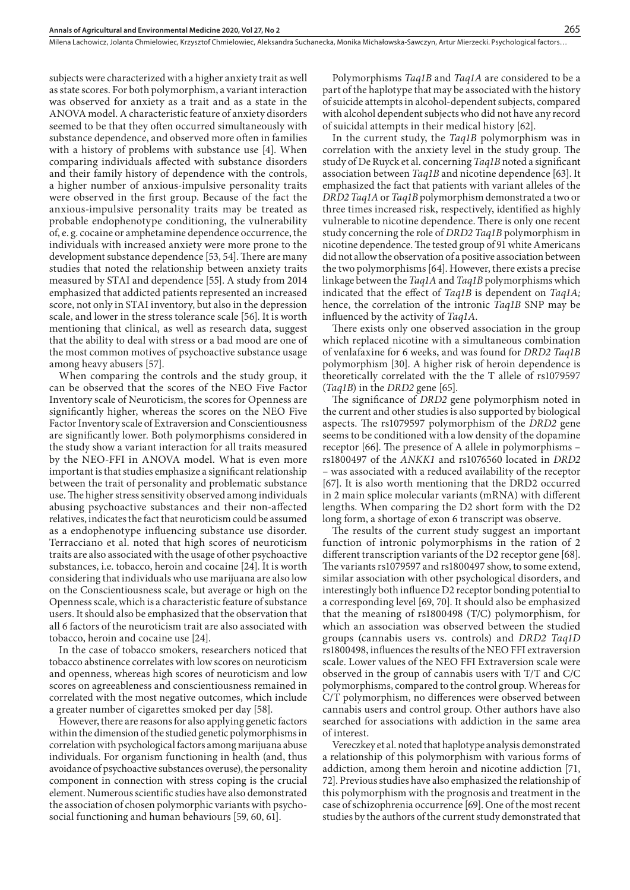subjects were characterized with a higher anxiety trait as well as state scores. For both polymorphism, a variant interaction was observed for anxiety as a trait and as a state in the ANOVA model. A characteristic feature of anxiety disorders seemed to be that they often occurred simultaneously with substance dependence, and observed more often in families with a history of problems with substance use [4]. When comparing individuals affected with substance disorders and their family history of dependence with the controls, a higher number of anxious-impulsive personality traits were observed in the first group. Because of the fact the anxious-impulsive personality traits may be treated as probable endophenotype conditioning, the vulnerability of, e. g. cocaine or amphetamine dependence occurrence, the individuals with increased anxiety were more prone to the development substance dependence [53, 54]. There are many studies that noted the relationship between anxiety traits measured by STAI and dependence [55]. A study from 2014 emphasized that addicted patients represented an increased score, not only in STAI inventory, but also in the depression scale, and lower in the stress tolerance scale [56]. It is worth mentioning that clinical, as well as research data, suggest that the ability to deal with stress or a bad mood are one of the most common motives of psychoactive substance usage among heavy abusers [57].

When comparing the controls and the study group, it can be observed that the scores of the NEO Five Factor Inventory scale of Neuroticism, the scores for Openness are significantly higher, whereas the scores on the NEO Five Factor Inventory scale of Extraversion and Conscientiousness are significantly lower. Both polymorphisms considered in the study show a variant interaction for all traits measured by the NEO-FFI in ANOVA model. What is even more important is that studies emphasize a significant relationship between the trait of personality and problematic substance use. The higher stress sensitivity observed among individuals abusing psychoactive substances and their non-affected relatives, indicates the fact that neuroticism could be assumed as a endophenotype influencing substance use disorder. Terracciano et al. noted that high scores of neuroticism traits are also associated with the usage of other psychoactive substances, i.e. tobacco, heroin and cocaine [24]. It is worth considering that individuals who use marijuana are also low on the Conscientiousness scale, but average or high on the Openness scale, which is a characteristic feature of substance users. It should also be emphasized that the observation that all 6 factors of the neuroticism trait are also associated with tobacco, heroin and cocaine use [24].

In the case of tobacco smokers, researchers noticed that tobacco abstinence correlates with low scores on neuroticism and openness, whereas high scores of neuroticism and low scores on agreeableness and conscientiousness remained in correlated with the most negative outcomes, which include a greater number of cigarettes smoked per day [58].

However, there are reasons for also applying genetic factors within the dimension of the studied genetic polymorphisms in correlation with psychological factors among marijuana abuse individuals. For organism functioning in health (and, thus avoidance of psychoactive substances overuse), the personality component in connection with stress coping is the crucial element. Numerous scientific studies have also demonstrated the association of chosen polymorphic variants with psycho-social functioning and human behaviours [59, 60, 61].

Polymorphisms *Taq1B* and *Taq1A* are considered to be a part of the haplotype that may be associated with the history of suicide attempts in alcohol-dependent subjects, compared with alcohol dependent subjects who did not have any record of suicidal attempts in their medical history [62].

In the current study, the *Taq1B* polymorphism was in correlation with the anxiety level in the study group. The study of De Ruyck et al. concerning *Taq1B* noted a significant association between *Taq1B* and nicotine dependence [63]. It emphasized the fact that patients with variant alleles of the *DRD2 Taq1A* or *Taq1B* polymorphism demonstrated a two or three times increased risk, respectively, identified as highly vulnerable to nicotine dependence. There is only one recent study concerning the role of *DRD2 Taq1B* polymorphism in nicotine dependence. The tested group of 91 white Americans did not allow the observation of a positive association between the two polymorphisms [64]. However, there exists a precise linkage between the *Taq1A* and *Taq1B* polymorphisms which indicated that the effect of *Taq1B* is dependent on *Taq1A;* hence, the correlation of the intronic *Taq1B* SNP may be influenced by the activity of *Taq1A*.

There exists only one observed association in the group which replaced nicotine with a simultaneous combination of venlafaxine for 6 weeks, and was found for *DRD2 Taq1B* polymorphism [30]. A higher risk of heroin dependence is theoretically correlated with the the T allele of rs1079597 (*Taq1B*) in the *DRD2* gene [65].

The significance of *DRD2* gene polymorphism noted in the current and other studies is also supported by biological aspects. The rs1079597 polymorphism of the *DRD2* gene seems to be conditioned with a low density of the dopamine receptor [66]. The presence of A allele in polymorphisms – rs1800497 of the *ANKK1* and rs1076560 located in *DRD2* – was associated with a reduced availability of the receptor [67]. It is also worth mentioning that the DRD2 occurred in 2 main splice molecular variants (mRNA) with different lengths. When comparing the D2 short form with the D2 long form, a shortage of exon 6 transcript was observe.

The results of the current study suggest an important function of intronic polymorphisms in the ration of 2 different transcription variants of the D2 receptor gene [68]. The variants rs1079597 and rs1800497 show, to some extend, similar association with other psychological disorders, and interestingly both influence D2 receptor bonding potential to a corresponding level [69, 70]. It should also be emphasized that the meaning of rs1800498 (T/C) polymorphism, for which an association was observed between the studied groups (cannabis users vs. controls) and *DRD2 Taq1D* rs1800498, influences the results of the NEO FFI extraversion scale. Lower values of the NEO FFI Extraversion scale were observed in the group of cannabis users with T/T and C/C polymorphisms, compared to the control group. Whereas for C/T polymorphism, no differences were observed between cannabis users and control group. Other authors have also searched for associations with addiction in the same area of interest.

Vereczkey et al. noted that haplotype analysis demonstrated a relationship of this polymorphism with various forms of addiction, among them heroin and nicotine addiction [71, 72]. Previous studies have also emphasized the relationship of this polymorphism with the prognosis and treatment in the case of schizophrenia occurrence [69]. One of the most recent studies by the authors of the current study demonstrated that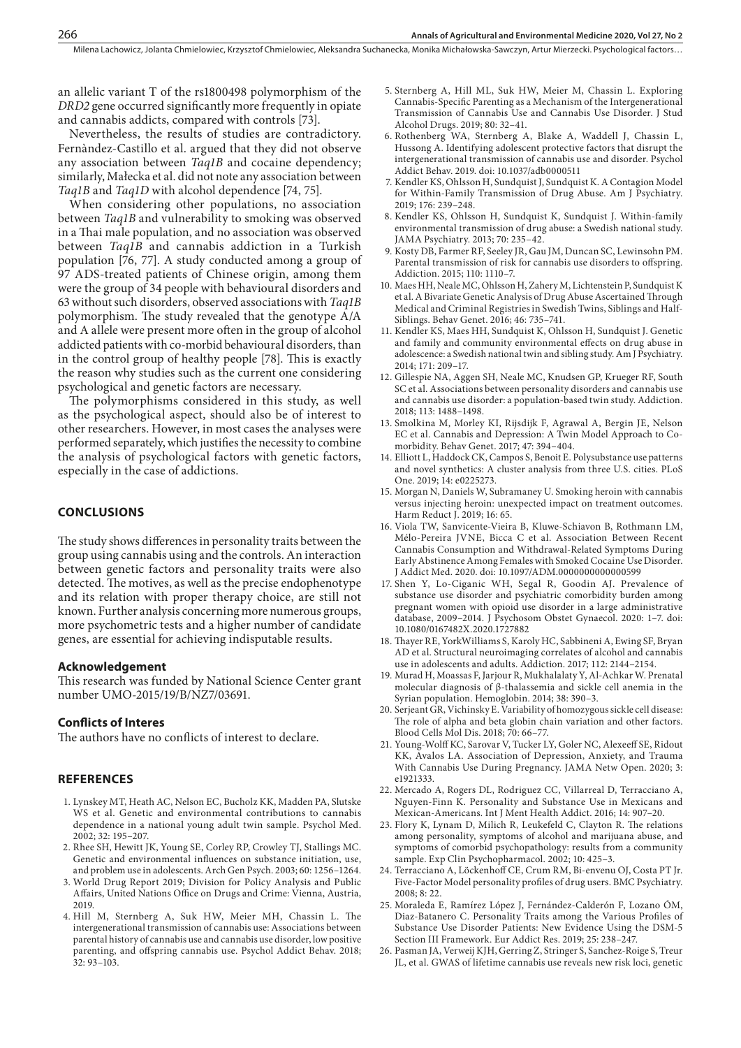an allelic variant T of the rs1800498 polymorphism of the *DRD2* gene occurred significantly more frequently in opiate and cannabis addicts, compared with controls [73].

Nevertheless, the results of studies are contradictory. Fernàndez-Castillo et al. argued that they did not observe any association between *Taq1B* and cocaine dependency; similarly, Małecka et al. did not note any association between *Taq1B* and *Taq1D* with alcohol dependence [74, 75].

When considering other populations, no association between *Taq1B* and vulnerability to smoking was observed in a Thai male population, and no association was observed between *Taq1B* and cannabis addiction in a Turkish population [76, 77]. A study conducted among a group of 97 ADS-treated patients of Chinese origin, among them were the group of 34 people with behavioural disorders and 63 without such disorders, observed associations with *Taq1B* polymorphism. The study revealed that the genotype A/A and A allele were present more often in the group of alcohol addicted patients with co-morbid behavioural disorders, than in the control group of healthy people [78]. This is exactly the reason why studies such as the current one considering psychological and genetic factors are necessary.

The polymorphisms considered in this study, as well as the psychological aspect, should also be of interest to other researchers. However, in most cases the analyses were performed separately, which justifies the necessity to combine the analysis of psychological factors with genetic factors, especially in the case of addictions.

## CONCLUSIONS

The study shows differences in personality traits between the group using cannabis using and the controls. An interaction between genetic factors and personality traits were also detected. The motives, as well as the precise endophenotype and its relation with proper therapy choice, are still not known. Further analysis concerning more numerous groups, more psychometric tests and a higher number of candidate genes, are essential for achieving indisputable results.

### Acknowledgement

This research was funded by National Science Center grant number UMO-2015/19/B/NZ7/03691.

### Conflicts of Interes

The authors have no conflicts of interest to declare.

## REFERENCES

1. Lynskey MT, Heath AC, Nelson EC, Bucholz KK, Madden PA, Slutske WS et al. Genetic and environmental contributions to cannabis dependence in a national young adult twin sample. Psychol Med. 2002; 32: 195–207.
2. Rhee SH, Hewitt JK, Young SE, Corley RP, Crowley TJ, Stallings MC. Genetic and environmental influences on substance initiation, use, and problem use in adolescents. Arch Gen Psych. 2003; 60: 1256–1264.
3. World Drug Report 2019; Division for Policy Analysis and Public Affairs, United Nations Office on Drugs and Crime: Vienna, Austria, 2019.
4. Hill M, Sternberg A, Suk HW, Meier MH, Chassin L. The intergenerational transmission of cannabis use: Associations between parental history of cannabis use and cannabis use disorder, low positive parenting, and offspring cannabis use. Psychol Addict Behav. 2018; 32: 93–103.
5. Sternberg A, Hill ML, Suk HW, Meier M, Chassin L. Exploring Cannabis-Specific Parenting as a Mechanism of the Intergenerational Transmission of Cannabis Use and Cannabis Use Disorder. J Stud Alcohol Drugs. 2019; 80: 32–41.
6. Rothenberg WA, Sternberg A, Blake A, Waddell J, Chassin L, Hussong A. Identifying adolescent protective factors that disrupt the intergenerational transmission of cannabis use and disorder. Psychol Addict Behav. 2019. doi: 10.1037/adb0000511
7. Kendler KS, Ohlsson H, Sundquist J, Sundquist K. A Contagion Model for Within-Family Transmission of Drug Abuse. Am J Psychiatry. 2019; 176: 239–248.
8. Kendler KS, Ohlsson H, Sundquist K, Sundquist J. Within-family environmental transmission of drug abuse: a Swedish national study. JAMA Psychiatry. 2013; 70: 235–42.
9. Kosty DB, Farmer RF, Seeley JR, Gau JM, Duncan SC, Lewinsohn PM. Parental transmission of risk for cannabis use disorders to offspring. Addiction. 2015; 110: 1110–7.
10. Maes HH, Neale MC, Ohlsson H, Zahery M, Lichtenstein P, Sundquist K et al. A Bivariate Genetic Analysis of Drug Abuse Ascertained Through Medical and Criminal Registries in Swedish Twins, Siblings and Half-Siblings. Behav Genet. 2016; 46: 735–741.
11. Kendler KS, Maes HH, Sundquist K, Ohlsson H, Sundquist J. Genetic and family and community environmental effects on drug abuse in adolescence: a Swedish national twin and sibling study. Am J Psychiatry. 2014; 171: 209–17.
12. Gillespie NA, Aggen SH, Neale MC, Knudsen GP, Krueger RF, South SC et al. Associations between personality disorders and cannabis use and cannabis use disorder: a population-based twin study. Addiction. 2018; 113: 1488–1498.
13. Smolkina M, Morley KI, Rijsdijk F, Agrawal A, Bergin JE, Nelson EC et al. Cannabis and Depression: A Twin Model Approach to Co-morbidity. Behav Genet. 2017; 47: 394–404.
14. Elliott L, Haddock CK, Campos S, Benoit E. Polysubstance use patterns and novel synthetics: A cluster analysis from three U.S. cities. PLoS One. 2019; 14: e0225273.
15. Morgan N, Daniels W, Subramaney U. Smoking heroin with cannabis versus injecting heroin: unexpected impact on treatment outcomes. Harm Reduct J. 2019; 16: 65.
16. Viola TW, Sanvicente-Vieira B, Kluwe-Schiavon B, Rothmann LM, Mélo-Pereira JVNE, Bicca C et al. Association Between Recent Cannabis Consumption and Withdrawal-Related Symptoms During Early Abstinence Among Females with Smoked Cocaine Use Disorder. J Addict Med. 2020. doi: 10.1097/ADM.0000000000000599
17. Shen Y, Lo-Ciganic WH, Segal R, Goodin AJ. Prevalence of substance use disorder and psychiatric comorbidity burden among pregnant women with opioid use disorder in a large administrative database, 2009–2014. J Psychosom Obstet Gynaecol. 2020: 1–7. doi: 10.1080/0167482X.2020.1727882
18. Thayer RE, YorkWilliams S, Karoly HC, Sabbineni A, Ewing SF, Bryan AD et al. Structural neuroimaging correlates of alcohol and cannabis use in adolescents and adults. Addiction. 2017; 112: 2144–2154.
19. Murad H, Moassas F, Jarjour R, Mukhalalaty Y, Al-Achkar W. Prenatal molecular diagnosis of β-thalassemia and sickle cell anemia in the Syrian population. Hemoglobin. 2014; 38: 390–3.
20. Serjeant GR, Vichinsky E. Variability of homozygous sickle cell disease: The role of alpha and beta globin chain variation and other factors. Blood Cells Mol Dis. 2018; 70: 66–77.
21. Young-Wolff KC, Sarovar V, Tucker LY, Goler NC, Alexeeff SE, Ridout KK, Avalos LA. Association of Depression, Anxiety, and Trauma With Cannabis Use During Pregnancy. JAMA Netw Open. 2020; 3: e1921333.
22. Mercado A, Rogers DL, Rodriguez CC, Villarreal D, Terracciano A, Nguyen-Finn K. Personality and Substance Use in Mexicans and Mexican-Americans. Int J Ment Health Addict. 2016; 14: 907–20.
23. Flory K, Lynam D, Milich R, Leukefeld C, Clayton R. The relations among personality, symptoms of alcohol and marijuana abuse, and symptoms of comorbid psychopathology: results from a community sample. Exp Clin Psychopharmacol. 2002; 10: 425–3.
24. Terracciano A, Löckenhoff CE, Crum RM, Bi-envenu OJ, Costa PT Jr. Five-Factor Model personality profiles of drug users. BMC Psychiatry. 2008; 8: 22.
25. Moraleda E, Ramírez López J, Fernández-Calderón F, Lozano ÓM, Diaz-Batanero C. Personality Traits among the Various Profiles of Substance Use Disorder Patients: New Evidence Using the DSM-5 Section III Framework. Eur Addict Res. 2019; 25: 238–247.
26. Pasman JA, Verweij KJH, Gerring Z, Stringer S, Sanchez-Roige S, Treur JL, et al. GWAS of lifetime cannabis use reveals new risk loci, genetic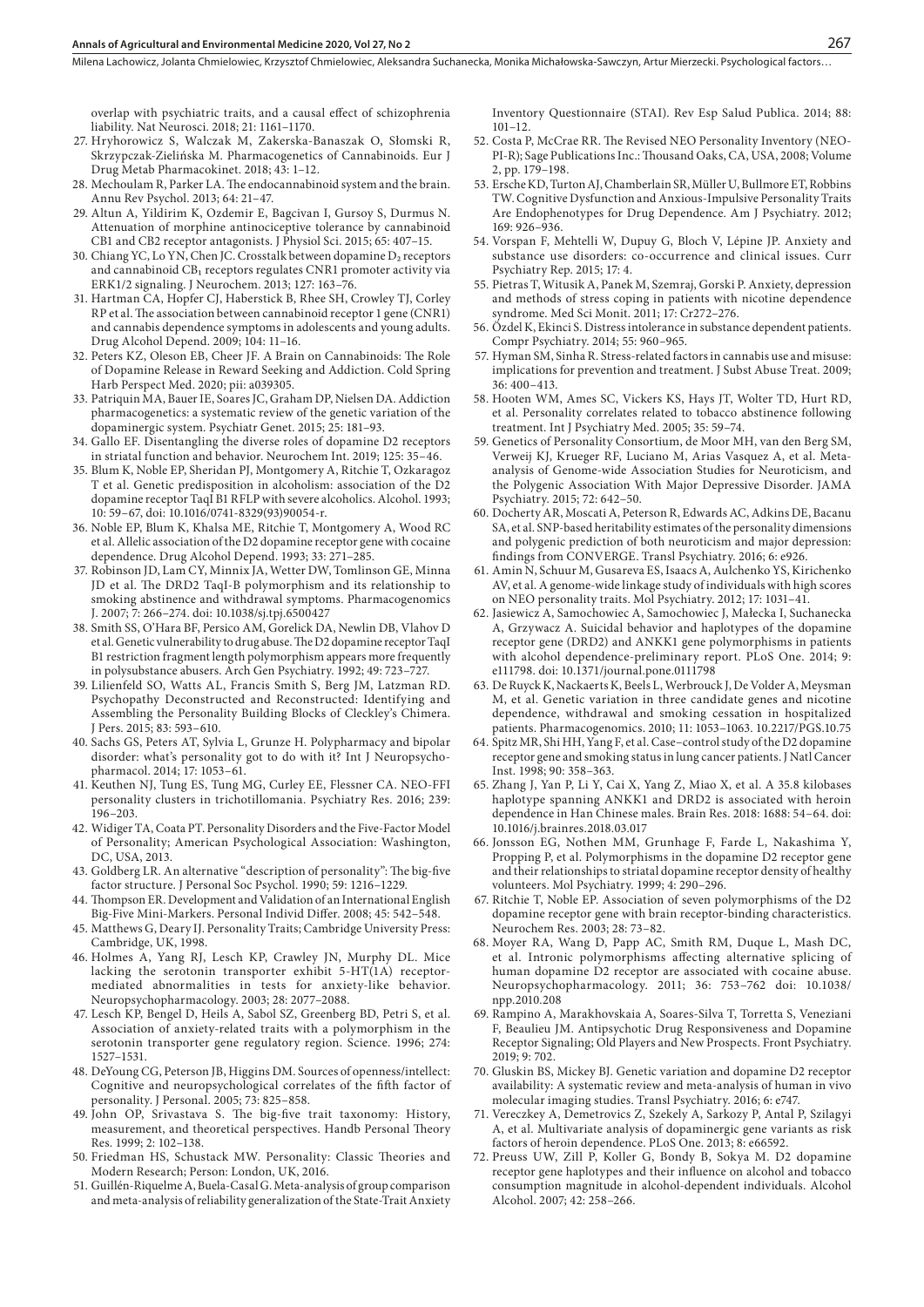overlap with psychiatric traits, and a causal effect of schizophrenia liability. Nat Neurosci. 2018; 21: 1161–1170.

27. Hryhorowicz S, Walczak M, Zakerska-Banaszak O, Słomski R, Skrzypczak-Zielińska M. Pharmacogenetics of Cannabinoids. Eur J Drug Metab Pharmacokinet. 2018; 43: 1–12.
28. Mechoulam R, Parker LA. The endocannabinoid system and the brain. Annu Rev Psychol. 2013; 64: 21–47.
29. Altun A, Yildirim K, Ozdemir E, Bagcivan I, Gursoy S, Durmus N. Attenuation of morphine antinociceptive tolerance by cannabinoid CB1 and CB2 receptor antagonists. J Physiol Sci. 2015; 65: 407–15.
30. Chiang YC, Lo YN, Chen JC. Crosstalk between dopamine $D_2$ receptors and cannabinoid $CB_1$ receptors regulates CNR1 promoter activity via ERK1/2 signaling. J Neurochem. 2013; 127: 163–76.
31. Hartman CA, Hopfer CJ, Haberstick B, Rhee SH, Crowley TJ, Corley RP et al. The association between cannabinoid receptor 1 gene (CNR1) and cannabis dependence symptoms in adolescents and young adults. Drug Alcohol Depend. 2009; 104: 11–16.
32. Peters KZ, Oleson EB, Cheer JF. A Brain on Cannabinoids: The Role of Dopamine Release in Reward Seeking and Addiction. Cold Spring Harb Perspect Med. 2020; pii: a039305.
33. Patriquin MA, Bauer IE, Soares JC, Graham DP, Nielsen DA. Addiction pharmacogenetics: a systematic review of the genetic variation of the dopaminergic system. Psychiatr Genet. 2015; 25: 181–93.
34. Gallo EF. Disentangling the diverse roles of dopamine D2 receptors in striatal function and behavior. Neurochem Int. 2019; 125: 35–46.
35. Blum K, Noble EP, Sheridan PJ, Montgomery A, Ritchie T, Ozkaragoz T et al. Genetic predisposition in alcoholism: association of the D2 dopamine receptor TaqI B1 RFLP with severe alcoholics. Alcohol. 1993; 10: 59–67, doi: 10.1016/0741-8329(93)90054-r.
36. Noble EP, Blum K, Khalsa ME, Ritchie T, Montgomery A, Wood RC et al. Allelic association of the D2 dopamine receptor gene with cocaine dependence. Drug Alcohol Depend. 1993; 33: 271–285.
37. Robinson JD, Lam CY, Minnix JA, Wetter DW, Tomlinson GE, Minna JD et al. The DRD2 TaqI-B polymorphism and its relationship to smoking abstinence and withdrawal symptoms. Pharmacogenomics J. 2007; 7: 266–274. doi: 10.1038/sj.tpj.6500427
38. Smith SS, O'Hara BF, Persico AM, Gorelick DA, Newlin DB, Vlahov D et al. Genetic vulnerability to drug abuse. The D2 dopamine receptor TaqI B1 restriction fragment length polymorphism appears more frequently in polysubstance abusers. Arch Gen Psychiatry. 1992; 49: 723–727.
39. Lilienfeld SO, Watts AL, Francis Smith S, Berg JM, Latzman RD. Psychopathy Deconstructed and Reconstructed: Identifying and Assembling the Personality Building Blocks of Cleckley's Chimera. J Pers. 2015; 83: 593–610.
40. Sachs GS, Peters AT, Sylvia L, Grunze H. Polypharmacy and bipolar disorder: what's personality got to do with it? Int J Neuropsychopharmacol. 2014; 17: 1053–61.
41. Keuthen NJ, Tung ES, Tung MG, Curley EE, Flessner CA. NEO-FFI personality clusters in trichotillomania. Psychiatry Res. 2016; 239: 196–203.
42. Widiger TA, Coata PT. Personality Disorders and the Five-Factor Model of Personality; American Psychological Association: Washington, DC, USA, 2013.
43. Goldberg LR. An alternative "description of personality": The big-five factor structure. J Personal Soc Psychol. 1990; 59: 1216–1229.
44. Thompson ER. Development and Validation of an International English Big-Five Mini-Markers. Personal Individ Differ. 2008; 45: 542–548.
45. Matthews G, Deary IJ. Personality Traits; Cambridge University Press: Cambridge, UK, 1998.
46. Holmes A, Yang RJ, Lesch KP, Crawley JN, Murphy DL. Mice lacking the serotonin transporter exhibit 5-HT(1A) receptor-mediated abnormalities in tests for anxiety-like behavior. Neuropsychopharmacology. 2003; 28: 2077–2088.
47. Lesch KP, Bengel D, Heils A, Sabol SZ, Greenberg BD, Petri S, et al. Association of anxiety-related traits with a polymorphism in the serotonin transporter gene regulatory region. Science. 1996; 274: 1527–1531.
48. DeYoung CG, Peterson JB, Higgins DM. Sources of openness/intellect: Cognitive and neuropsychological correlates of the fifth factor of personality. J Personal. 2005; 73: 825–858.
49. John OP, Srivastava S. The big-five trait taxonomy: History, measurement, and theoretical perspectives. Handb Personal Theory Res. 1999; 2: 102–138.
50. Friedman HS, Schustack MW. Personality: Classic Theories and Modern Research; Person: London, UK, 2016.
51. Guillén-Riquelme A, Buela-Casal G. Meta-analysis of group comparison and meta-analysis of reliability generalization of the State-Trait Anxiety Inventory Questionnaire (STAI). Rev Esp Salud Publica. 2014; 88: 101–12.
52. Costa P, McCrae RR. The Revised NEO Personality Inventory (NEO-PI-R); Sage Publications Inc.: Thousand Oaks, CA, USA, 2008; Volume 2, pp. 179–198.
53. Ersche KD, Turton AJ, Chamberlain SR, Müller U, Bullmore ET, Robbins TW. Cognitive Dysfunction and Anxious-Impulsive Personality Traits Are Endophenotypes for Drug Dependence. Am J Psychiatry. 2012; 169: 926–936.
54. Vorspan F, Mehtelli W, Dupuy G, Bloch V, Lépine JP. Anxiety and substance use disorders: co-occurrence and clinical issues. Curr Psychiatry Rep. 2015; 17: 4.
55. Pietras T, Witusik A, Panek M, Szemraj, Gorski P. Anxiety, depression and methods of stress coping in patients with nicotine dependence syndrome. Med Sci Monit. 2011; 17: Cr272–276.
56. Özdel K, Ekinci S. Distress intolerance in substance dependent patients. Compr Psychiatry. 2014; 55: 960–965.
57. Hyman SM, Sinha R. Stress-related factors in cannabis use and misuse: implications for prevention and treatment. J Subst Abuse Treat. 2009; 36: 400–413.
58. Hooten WM, Ames SC, Vickers KS, Hays JT, Wolter TD, Hurt RD, et al. Personality correlates related to tobacco abstinence following treatment. Int J Psychiatry Med. 2005; 35: 59–74.
59. Genetics of Personality Consortium, de Moor MH, van den Berg SM, Verweij KJ, Krueger RF, Luciano M, Arias Vasquez A, et al. Meta-analysis of Genome-wide Association Studies for Neuroticism, and the Polygenic Association With Major Depressive Disorder. JAMA Psychiatry. 2015; 72: 642–50.
60. Docherty AR, Moscati A, Peterson R, Edwards AC, Adkins DE, Bacanu SA, et al. SNP-based heritability estimates of the personality dimensions and polygenic prediction of both neuroticism and major depression: findings from CONVERGE. Transl Psychiatry. 2016; 6: e926.
61. Amin N, Schuur M, Gusareva ES, Isaacs A, Aulchenko YS, Kirichenko AV, et al. A genome-wide linkage study of individuals with high scores on NEO personality traits. Mol Psychiatry. 2012; 17: 1031–41.
62. Jasiewicz A, Samochowiec A, Samochowiec J, Małecka I, Suchanecka A, Grzywacz A. Suicidal behavior and haplotypes of the dopamine receptor gene (DRD2) and ANKK1 gene polymorphisms in patients with alcohol dependence-preliminary report. PLoS One. 2014; 9: e111798. doi: 10.1371/journal.pone.0111798
63. De Ruyck K, Nackaerts K, Beels L, Werbrouck J, De Volder A, Meysman M, et al. Genetic variation in three candidate genes and nicotine dependence, withdrawal and smoking cessation in hospitalized patients. Pharmacogenomics. 2010; 11: 1053–1063. 10.2217/PGS.10.75
64. Spitz MR, Shi HH, Yang F, et al. Case–control study of the D2 dopamine receptor gene and smoking status in lung cancer patients. J Natl Cancer Inst. 1998; 90: 358–363.
65. Zhang J, Yan P, Li Y, Cai X, Yang Z, Miao X, et al. A 35.8 kilobases haplotype spanning ANKK1 and DRD2 is associated with heroin dependence in Han Chinese males. Brain Res. 2018: 1688: 54–64. doi: 10.1016/j.brainres.2018.03.017
66. Jonsson EG, Nothen MM, Grunhage F, Farde L, Nakashima Y, Propping P, et al. Polymorphisms in the dopamine D2 receptor gene and their relationships to striatal dopamine receptor density of healthy volunteers. Mol Psychiatry. 1999; 4: 290–296.
67. Ritchie T, Noble EP. Association of seven polymorphisms of the D2 dopamine receptor gene with brain receptor-binding characteristics. Neurochem Res. 2003; 28: 73–82.
68. Moyer RA, Wang D, Papp AC, Smith RM, Duque L, Mash DC, et al. Intronic polymorphisms affecting alternative splicing of human dopamine D2 receptor are associated with cocaine abuse. Neuropsychopharmacology. 2011; 36: 753–762 doi: 10.1038/npp.2010.208
69. Rampino A, Marakhovskaia A, Soares-Silva T, Torretta S, Veneziani F, Beaulieu JM. Antipsychotic Drug Responsiveness and Dopamine Receptor Signaling; Old Players and New Prospects. Front Psychiatry. 2019; 9: 702.
70. Gluskin BS, Mickey BJ. Genetic variation and dopamine D2 receptor availability: A systematic review and meta-analysis of human in vivo molecular imaging studies. Transl Psychiatry. 2016; 6: e747.
71. Vereczkey A, Demetrovics Z, Szekely A, Sarkozy P, Antal P, Szilagyi A, et al. Multivariate analysis of dopaminergic gene variants as risk factors of heroin dependence. PLoS One. 2013; 8: e66592.
72. Preuss UW, Zill P, Koller G, Bondy B, Sokya M. D2 dopamine receptor gene haplotypes and their influence on alcohol and tobacco consumption magnitude in alcohol-dependent individuals. Alcohol Alcohol. 2007; 42: 258–266.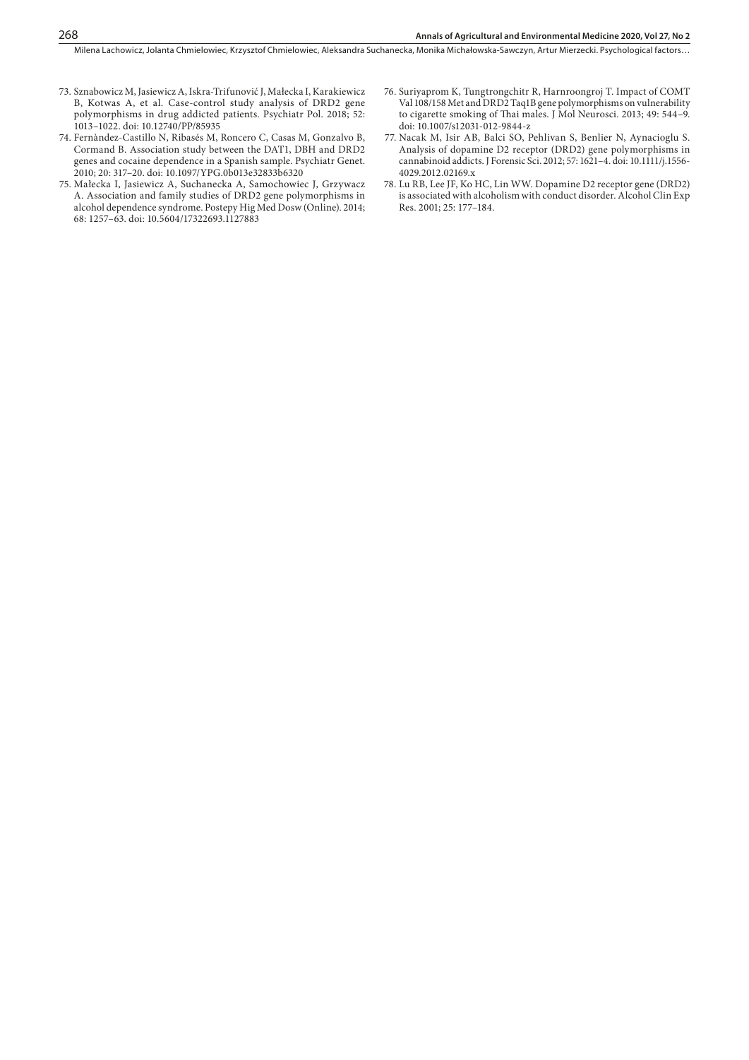73. Sznabowicz M, Jasiewicz A, Iskra-Trifunović J, Małecka I, Karakiewicz B, Kotwas A, et al. Case-control study analysis of DRD2 gene polymorphisms in drug addicted patients. Psychiatr Pol. 2018; 52: 1013–1022. doi: 10.12740/PP/85935
74. Fernàndez-Castillo N, Ribasés M, Roncero C, Casas M, Gonzalvo B, Cormand B. Association study between the DAT1, DBH and DRD2 genes and cocaine dependence in a Spanish sample. Psychiatr Genet. 2010; 20: 317–20. doi: 10.1097/YPG.0b013e32833b6320
75. Małecka I, Jasiewicz A, Suchanecka A, Samochowiec J, Grzywacz A. Association and family studies of DRD2 gene polymorphisms in alcohol dependence syndrome. Postepy Hig Med Dosw (Online). 2014; 68: 1257–63. doi: 10.5604/17322693.1127883
76. Suriyaprom K, Tungtrongchitr R, Harnroongroj T. Impact of COMT Val 108/158 Met and DRD2 Taq1B gene polymorphisms on vulnerability to cigarette smoking of Thai males. J Mol Neurosci. 2013; 49: 544–9. doi: 10.1007/s12031-012-9844-z
77. Nacak M, Isir AB, Balci SO, Pehlivan S, Benlier N, Aynacioglu S. Analysis of dopamine D2 receptor (DRD2) gene polymorphisms in cannabinoid addicts. J Forensic Sci. 2012; 57: 1621–4. doi: 10.1111/j.1556-4029.2012.02169.x
78. Lu RB, Lee JF, Ko HC, Lin WW. Dopamine D2 receptor gene (DRD2) is associated with alcoholism with conduct disorder. Alcohol Clin Exp Res. 2001; 25: 177–184.